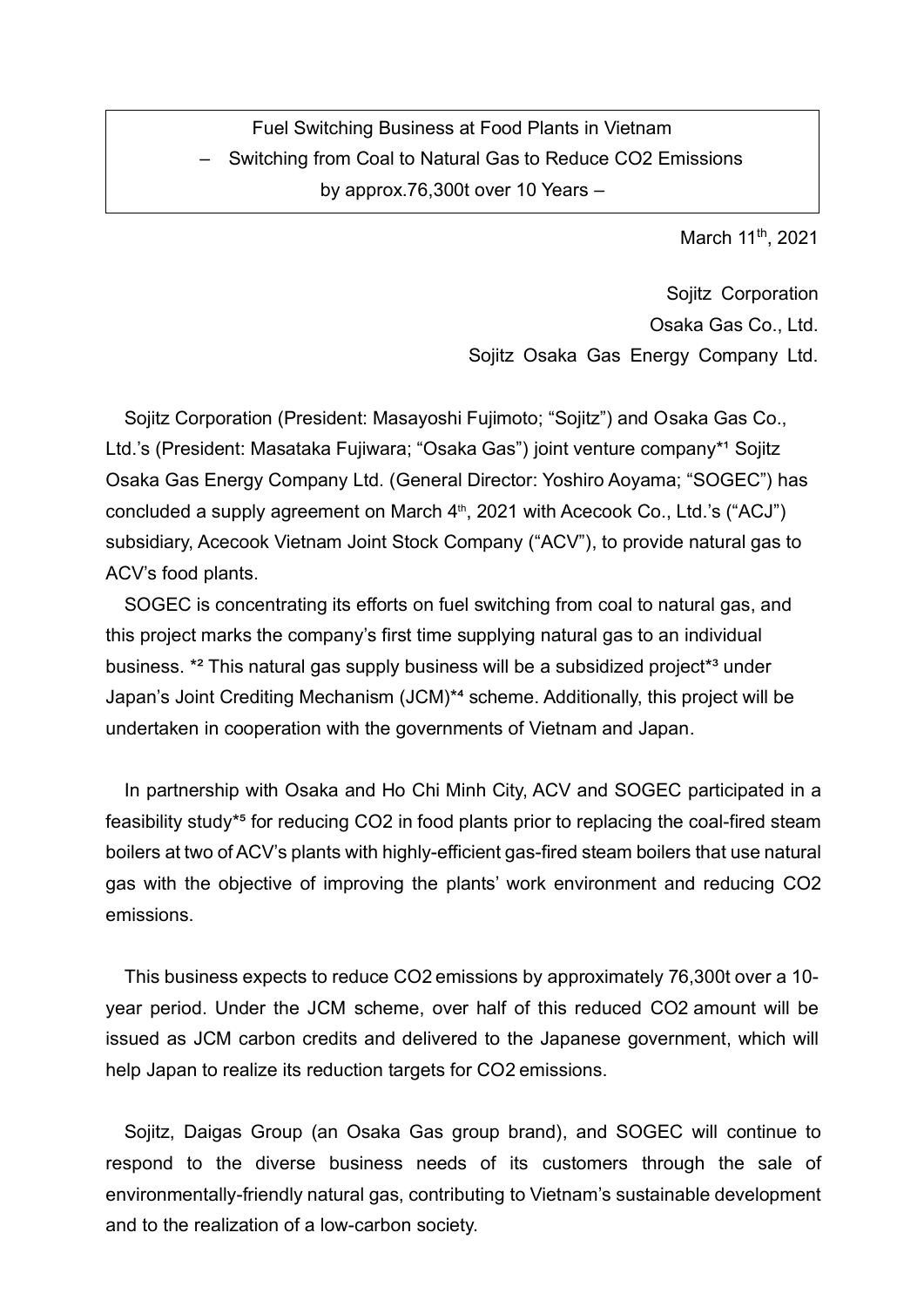# Fuel Switching Business at Food Plants in Vietnam
## – Switching from Coal to Natural Gas to Reduce $CO_2$ Emissions by approx.76,300t over 10 Years –

March 11th, 2021

Sojitz Corporation
Osaka Gas Co., Ltd.
Sojitz Osaka Gas Energy Company Ltd.

Sojitz Corporation (President: Masayoshi Fujimoto; "Sojitz") and Osaka Gas Co., Ltd.'s (President: Masataka Fujiwara; "Osaka Gas") joint venture company*[1] Sojitz Osaka Gas Energy Company Ltd. (General Director: Yoshiro Aoyama; "SOGEC") has concluded a supply agreement on March 4th, 2021 with Acecook Co., Ltd.'s ("ACJ") subsidiary, Acecook Vietnam Joint Stock Company ("ACV"), to provide natural gas to ACV's food plants.

SOGEC is concentrating its efforts on fuel switching from coal to natural gas, and this project marks the company's first time supplying natural gas to an individual business. *[2] This natural gas supply business will be a subsidized project*[3] under Japan's Joint Crediting Mechanism (JCM)*[4] scheme. Additionally, this project will be undertaken in cooperation with the governments of Vietnam and Japan.

In partnership with Osaka and Ho Chi Minh City, ACV and SOGEC participated in a feasibility study*[5] for reducing $CO_2$ in food plants prior to replacing the coal-fired steam boilers at two of ACV's plants with highly-efficient gas-fired steam boilers that use natural gas with the objective of improving the plants' work environment and reducing $CO_2$ emissions.

This business expects to reduce $CO_2$ emissions by approximately 76,300t over a 10-year period. Under the JCM scheme, over half of this reduced $CO_2$ amount will be issued as JCM carbon credits and delivered to the Japanese government, which will help Japan to realize its reduction targets for $CO_2$ emissions.

Sojitz, Daigas Group (an Osaka Gas group brand), and SOGEC will continue to respond to the diverse business needs of its customers through the sale of environmentally-friendly natural gas, contributing to Vietnam's sustainable development and to the realization of a low-carbon society.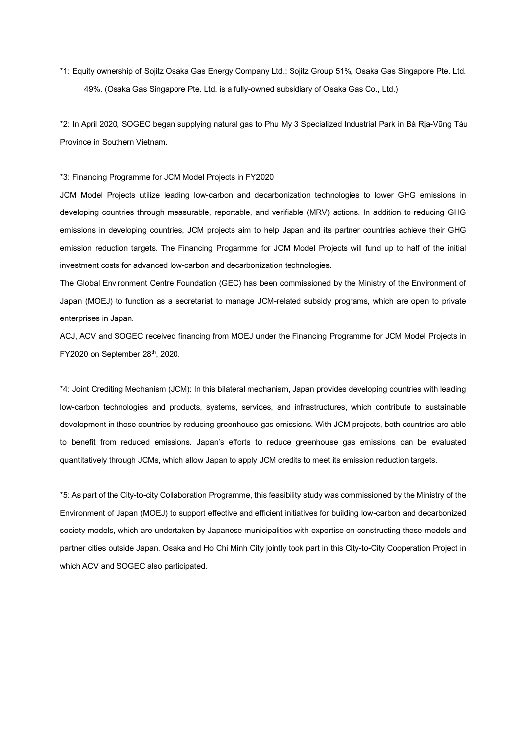*1: Equity ownership of Sojitz Osaka Gas Energy Company Ltd.: Sojitz Group 51%, Osaka Gas Singapore Pte. Ltd. 49%. (Osaka Gas Singapore Pte. Ltd. is a fully-owned subsidiary of Osaka Gas Co., Ltd.)

*2: In April 2020, SOGEC began supplying natural gas to Phu My 3 Specialized Industrial Park in Bà Rịa-Vũng Tàu Province in Southern Vietnam.

*3: Financing Programme for JCM Model Projects in FY2020

JCM Model Projects utilize leading low-carbon and decarbonization technologies to lower GHG emissions in developing countries through measurable, reportable, and verifiable (MRV) actions. In addition to reducing GHG emissions in developing countries, JCM projects aim to help Japan and its partner countries achieve their GHG emission reduction targets. The Financing Progarmme for JCM Model Projects will fund up to half of the initial investment costs for advanced low-carbon and decarbonization technologies.

The Global Environment Centre Foundation (GEC) has been commissioned by the Ministry of the Environment of Japan (MOEJ) to function as a secretariat to manage JCM-related subsidy programs, which are open to private enterprises in Japan.

ACJ, ACV and SOGEC received financing from MOEJ under the Financing Programme for JCM Model Projects in FY2020 on September 28th, 2020.

*4: Joint Crediting Mechanism (JCM): In this bilateral mechanism, Japan provides developing countries with leading low-carbon technologies and products, systems, services, and infrastructures, which contribute to sustainable development in these countries by reducing greenhouse gas emissions. With JCM projects, both countries are able to benefit from reduced emissions. Japan's efforts to reduce greenhouse gas emissions can be evaluated quantitatively through JCMs, which allow Japan to apply JCM credits to meet its emission reduction targets.

*5: As part of the City-to-city Collaboration Programme, this feasibility study was commissioned by the Ministry of the Environment of Japan (MOEJ) to support effective and efficient initiatives for building low-carbon and decarbonized society models, which are undertaken by Japanese municipalities with expertise on constructing these models and partner cities outside Japan. Osaka and Ho Chi Minh City jointly took part in this City-to-City Cooperation Project in which ACV and SOGEC also participated.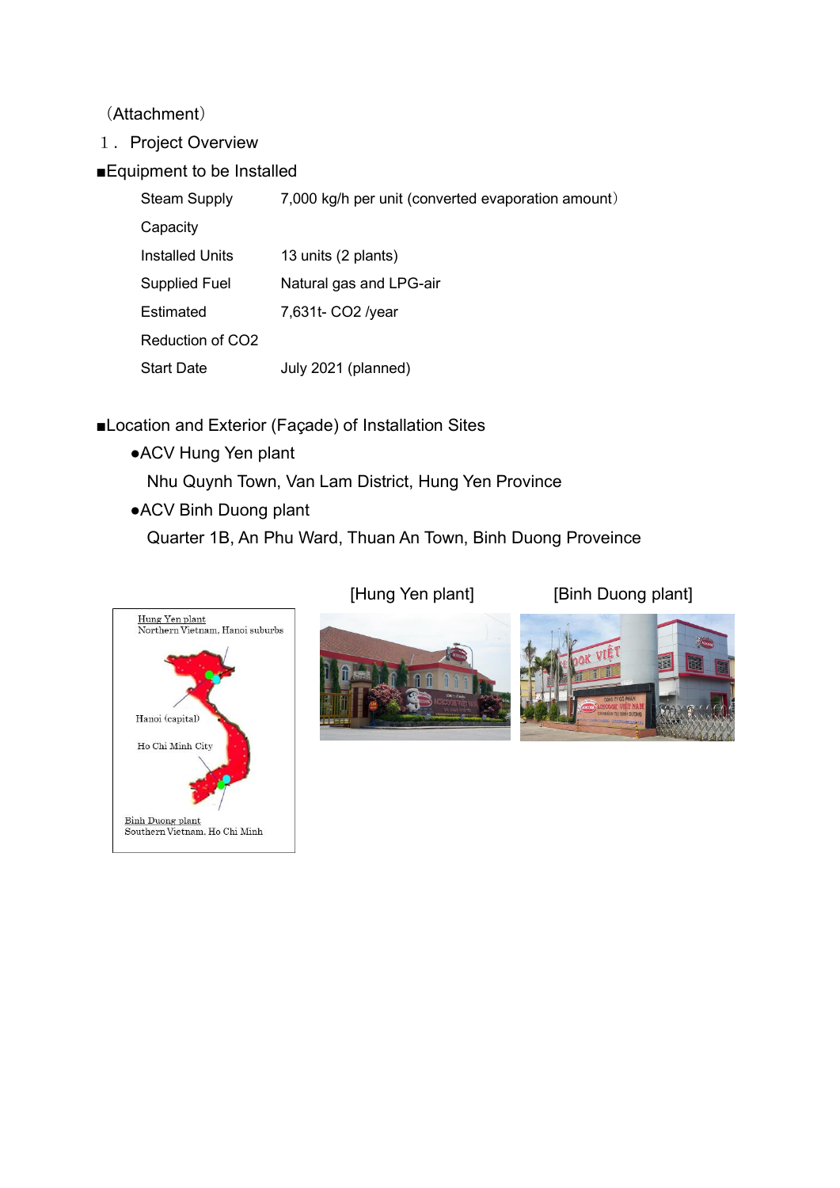（Attachment）

1． Project Overview

■Equipment to be Installed

| | |
|---|---|
| Steam Supply Capacity | 7,000 kg/h per unit (converted evaporation amount） |
| Installed Units | 13 units (2 plants) |
| Supplied Fuel | Natural gas and LPG-air |
| Estimated Reduction of $CO_2$ | 7,631t- $CO_2$ /year |
| Start Date | July 2021 (planned) |

■Location and Exterior (Façade) of Installation Sites

- ●ACV Hung Yen plant
  Nhu Quynh Town, Van Lam District, Hung Yen Province
- ●ACV Binh Duong plant
  Quarter 1B, An Phu Ward, Thuan An Town, Binh Duong Proveince

Hung Yen plant
Northern Vietnam, Hanoi suburbs

Hanoi (capital)

Ho Chi Minh City

Binh Duong plant
Southern Vietnam, Ho Chi Minh

[Hung Yen plant]

[Binh Duong plant]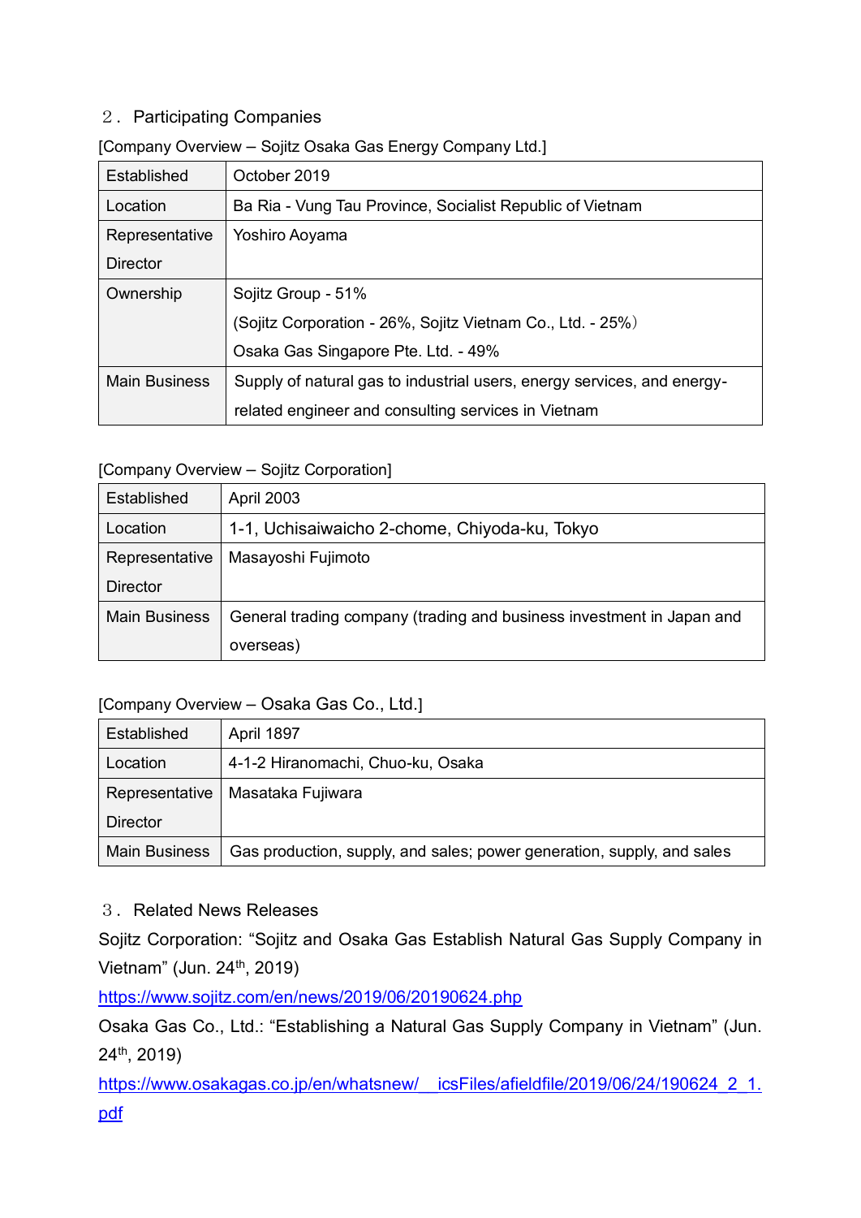## ２．Participating Companies

[Company Overview – Sojitz Osaka Gas Energy Company Ltd.]

| | |
|---|---|
| Established | October 2019 |
| Location | Ba Ria - Vung Tau Province, Socialist Republic of Vietnam |
| Representative Director | Yoshiro Aoyama |
| Ownership | Sojitz Group - 51%<br>(Sojitz Corporation - 26%, Sojitz Vietnam Co., Ltd. - 25%）<br>Osaka Gas Singapore Pte. Ltd. - 49% |
| Main Business | Supply of natural gas to industrial users, energy services, and energy-related engineer and consulting services in Vietnam |

[Company Overview – Sojitz Corporation]

| | |
|---|---|
| Established | April 2003 |
| Location | 1-1, Uchisaiwaicho 2-chome, Chiyoda-ku, Tokyo |
| Representative Director | Masayoshi Fujimoto |
| Main Business | General trading company (trading and business investment in Japan and overseas) |

[Company Overview – Osaka Gas Co., Ltd.]

| | |
|---|---|
| Established | April 1897 |
| Location | 4-1-2 Hiranomachi, Chuo-ku, Osaka |
| Representative Director | Masataka Fujiwara |
| Main Business | Gas production, supply, and sales; power generation, supply, and sales |

## ３．Related News Releases

Sojitz Corporation: "Sojitz and Osaka Gas Establish Natural Gas Supply Company in Vietnam" (Jun. 24th, 2019)

https://www.sojitz.com/en/news/2019/06/20190624.php

Osaka Gas Co., Ltd.: "Establishing a Natural Gas Supply Company in Vietnam" (Jun. 24th, 2019)

https://www.osakagas.co.jp/en/whatsnew/__icsFiles/afieldfile/2019/06/24/190624_2_1.pdf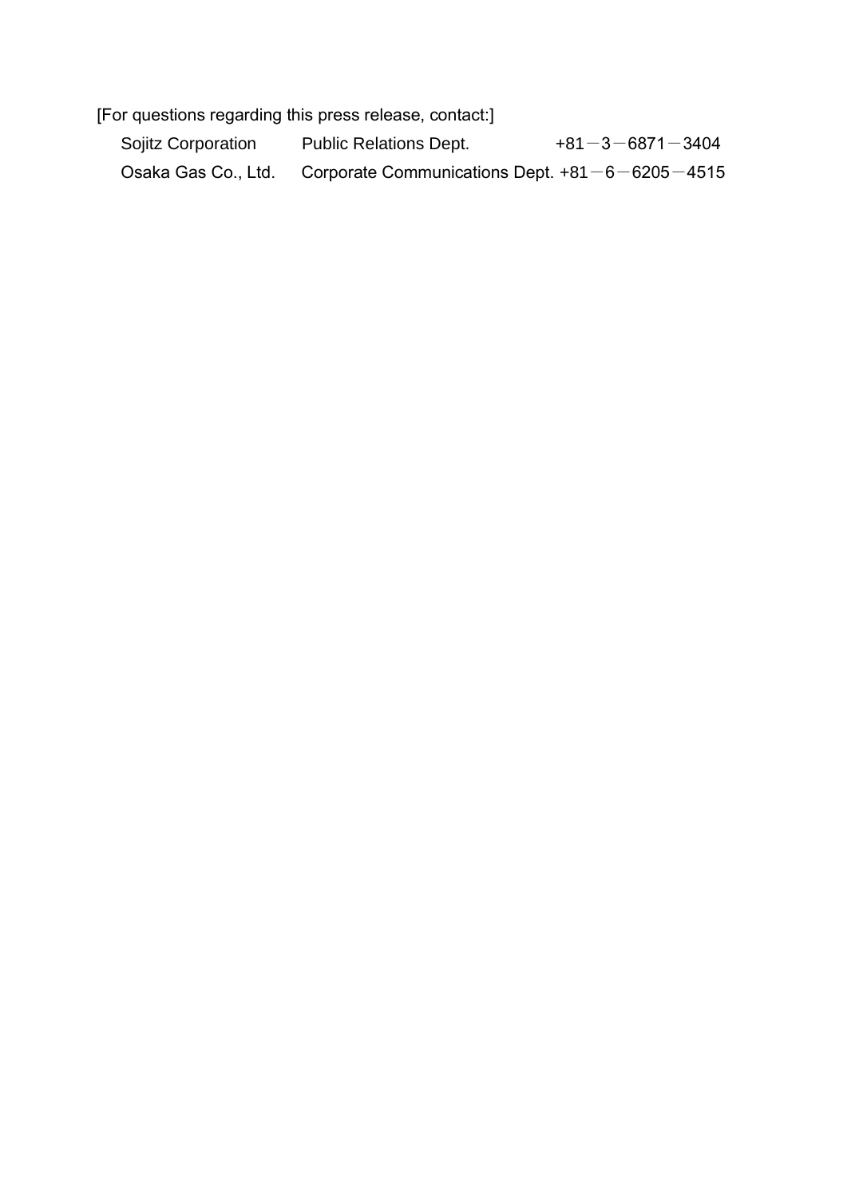[For questions regarding this press release, contact:]

| | | |
|---|---|---|
| Sojitz Corporation | Public Relations Dept. | +81－3－6871－3404 |
| Osaka Gas Co., Ltd. | Corporate Communications Dept. | +81－6－6205－4515 |